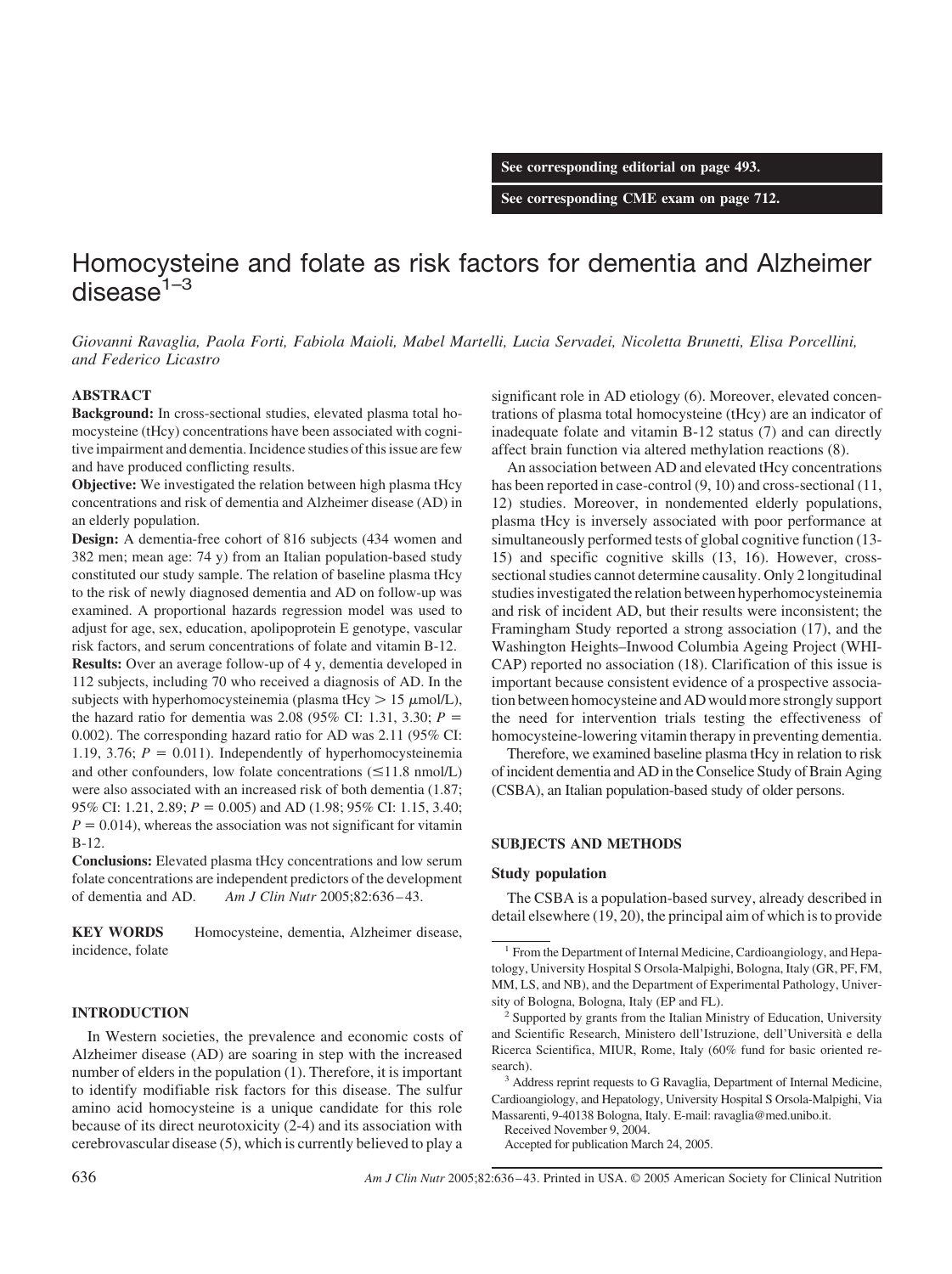See corresponding editorial on page 493.

See corresponding CME exam on page 712.

# Homocysteine and folate as risk factors for dementia and Alzheimer disease[1–3]

*Giovanni Ravaglia, Paola Forti, Fabiola Maioli, Mabel Martelli, Lucia Servadei, Nicoletta Brunetti, Elisa Porcellini, and Federico Licastro*

## ABSTRACT

**Background:** In cross-sectional studies, elevated plasma total homocysteine (tHcy) concentrations have been associated with cognitive impairment and dementia. Incidence studies of this issue are few and have produced conflicting results.

**Objective:** We investigated the relation between high plasma tHcy concentrations and risk of dementia and Alzheimer disease (AD) in an elderly population.

**Design:** A dementia-free cohort of 816 subjects (434 women and 382 men; mean age: 74 y) from an Italian population-based study constituted our study sample. The relation of baseline plasma tHcy to the risk of newly diagnosed dementia and AD on follow-up was examined. A proportional hazards regression model was used to adjust for age, sex, education, apolipoprotein E genotype, vascular risk factors, and serum concentrations of folate and vitamin B-12.

**Results:** Over an average follow-up of 4 y, dementia developed in 112 subjects, including 70 who received a diagnosis of AD. In the subjects with hyperhomocysteinemia (plasma tHcy $> 15$ $\mu$mol/L), the hazard ratio for dementia was 2.08 (95% CI: 1.31, 3.30; $P = 0.002$). The corresponding hazard ratio for AD was 2.11 (95% CI: 1.19, 3.76; $P = 0.011$). Independently of hyperhomocysteinemia and other confounders, low folate concentrations ($\leq$11.8 nmol/L) were also associated with an increased risk of both dementia (1.87; 95% CI: 1.21, 2.89; $P = 0.005$) and AD (1.98; 95% CI: 1.15, 3.40; $P = 0.014$), whereas the association was not significant for vitamin B-12.

**Conclusions:** Elevated plasma tHcy concentrations and low serum folate concentrations are independent predictors of the development of dementia and AD. *Am J Clin Nutr* 2005;82:636–43.

**KEY WORDS** Homocysteine, dementia, Alzheimer disease, incidence, folate

## INTRODUCTION

In Western societies, the prevalence and economic costs of Alzheimer disease (AD) are soaring in step with the increased number of elders in the population (1). Therefore, it is important to identify modifiable risk factors for this disease. The sulfur amino acid homocysteine is a unique candidate for this role because of its direct neurotoxicity (2-4) and its association with cerebrovascular disease (5), which is currently believed to play a significant role in AD etiology (6). Moreover, elevated concentrations of plasma total homocysteine (tHcy) are an indicator of inadequate folate and vitamin B-12 status (7) and can directly affect brain function via altered methylation reactions (8).

An association between AD and elevated tHcy concentrations has been reported in case-control (9, 10) and cross-sectional (11, 12) studies. Moreover, in nondemented elderly populations, plasma tHcy is inversely associated with poor performance at simultaneously performed tests of global cognitive function (13-15) and specific cognitive skills (13, 16). However, cross-sectional studies cannot determine causality. Only 2 longitudinal studies investigated the relation between hyperhomocysteinemia and risk of incident AD, but their results were inconsistent; the Framingham Study reported a strong association (17), and the Washington Heights–Inwood Columbia Ageing Project (WHICAP) reported no association (18). Clarification of this issue is important because consistent evidence of a prospective association between homocysteine and AD would more strongly support the need for intervention trials testing the effectiveness of homocysteine-lowering vitamin therapy in preventing dementia.

Therefore, we examined baseline plasma tHcy in relation to risk of incident dementia and AD in the Conselice Study of Brain Aging (CSBA), an Italian population-based study of older persons.

## SUBJECTS AND METHODS

### Study population

The CSBA is a population-based survey, already described in detail elsewhere (19, 20), the principal aim of which is to provide

---

[1] From the Department of Internal Medicine, Cardioangiology, and Hepatology, University Hospital S Orsola-Malpighi, Bologna, Italy (GR, PF, FM, MM, LS, and NB), and the Department of Experimental Pathology, University of Bologna, Bologna, Italy (EP and FL).

[2] Supported by grants from the Italian Ministry of Education, University and Scientific Research, Ministero dell'Istruzione, dell'Università e della Ricerca Scientifica, MIUR, Rome, Italy (60% fund for basic oriented research).

[3] Address reprint requests to G Ravaglia, Department of Internal Medicine, Cardioangiology, and Hepatology, University Hospital S Orsola-Malpighi, Via Massarenti, 9-40138 Bologna, Italy. E-mail: ravaglia@med.unibo.it.

Received November 9, 2004.

Accepted for publication March 24, 2005.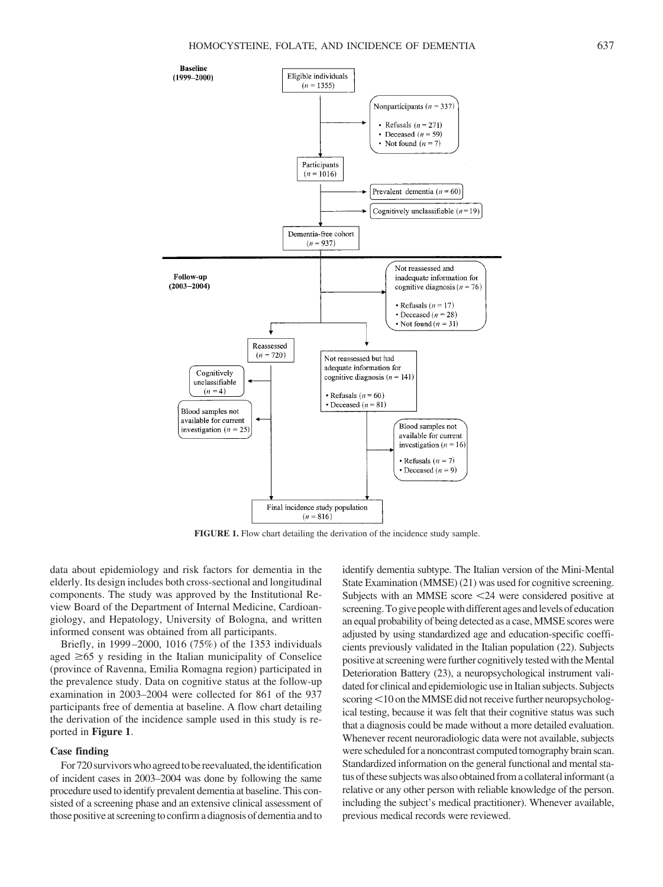**Baseline (1999–2000)**

Eligible individuals ($n$ = 1355)

Nonparticipants ($n$ = 337)
- Refusals ($n$ = 271)
- Deceased ($n$ = 59)
- Not found ($n$ = 7)

Participants ($n$ = 1016)

Prevalent dementia ($n$ = 60)

Cognitively unclassifiable ($n$ = 19)

Dementia-free cohort ($n$ = 937)

**Follow-up (2003–2004)**

Not reassessed and inadequate information for cognitive diagnosis ($n$ = 76)
- Refusals ($n$ = 17)
- Deceased ($n$ = 28)
- Not found ($n$ = 31)

Reassessed ($n$ = 720)

Cognitively unclassifiable ($n$ = 4)

Blood samples not available for current investigation ($n$ = 25)

Not reassessed but had adequate information for cognitive diagnosis ($n$ = 141)
- Refusals ($n$ = 60)
- Deceased ($n$ = 81)

Blood samples not available for current investigation ($n$ = 16)
- Refusals ($n$ = 7)
- Deceased ($n$ = 9)

Final incidence study population ($n$ = 816)

**FIGURE 1.** Flow chart detailing the derivation of the incidence study sample.

data about epidemiology and risk factors for dementia in the elderly. Its design includes both cross-sectional and longitudinal components. The study was approved by the Institutional Review Board of the Department of Internal Medicine, Cardioangiology, and Hepatology, University of Bologna, and written informed consent was obtained from all participants.

Briefly, in 1999–2000, 1016 (75%) of the 1353 individuals aged ≥65 y residing in the Italian municipality of Conselice (province of Ravenna, Emilia Romagna region) participated in the prevalence study. Data on cognitive status at the follow-up examination in 2003–2004 were collected for 861 of the 937 participants free of dementia at baseline. A flow chart detailing the derivation of the incidence sample used in this study is reported in **Figure 1**.

### Case finding

For 720 survivors who agreed to be reevaluated, the identification of incident cases in 2003–2004 was done by following the same procedure used to identify prevalent dementia at baseline. This consisted of a screening phase and an extensive clinical assessment of those positive at screening to confirm a diagnosis of dementia and to identify dementia subtype. The Italian version of the Mini-Mental State Examination (MMSE) (21) was used for cognitive screening. Subjects with an MMSE score <24 were considered positive at screening. To give people with different ages and levels of education an equal probability of being detected as a case, MMSE scores were adjusted by using standardized age and education-specific coefficients previously validated in the Italian population (22). Subjects positive at screening were further cognitively tested with the Mental Deterioration Battery (23), a neuropsychological instrument validated for clinical and epidemiologic use in Italian subjects. Subjects scoring <10 on the MMSE did not receive further neuropsychological testing, because it was felt that their cognitive status was such that a diagnosis could be made without a more detailed evaluation. Whenever recent neuroradiologic data were not available, subjects were scheduled for a noncontrast computed tomography brain scan. Standardized information on the general functional and mental status of these subjects was also obtained from a collateral informant (a relative or any other person with reliable knowledge of the person, including the subject's medical practitioner). Whenever available, previous medical records were reviewed.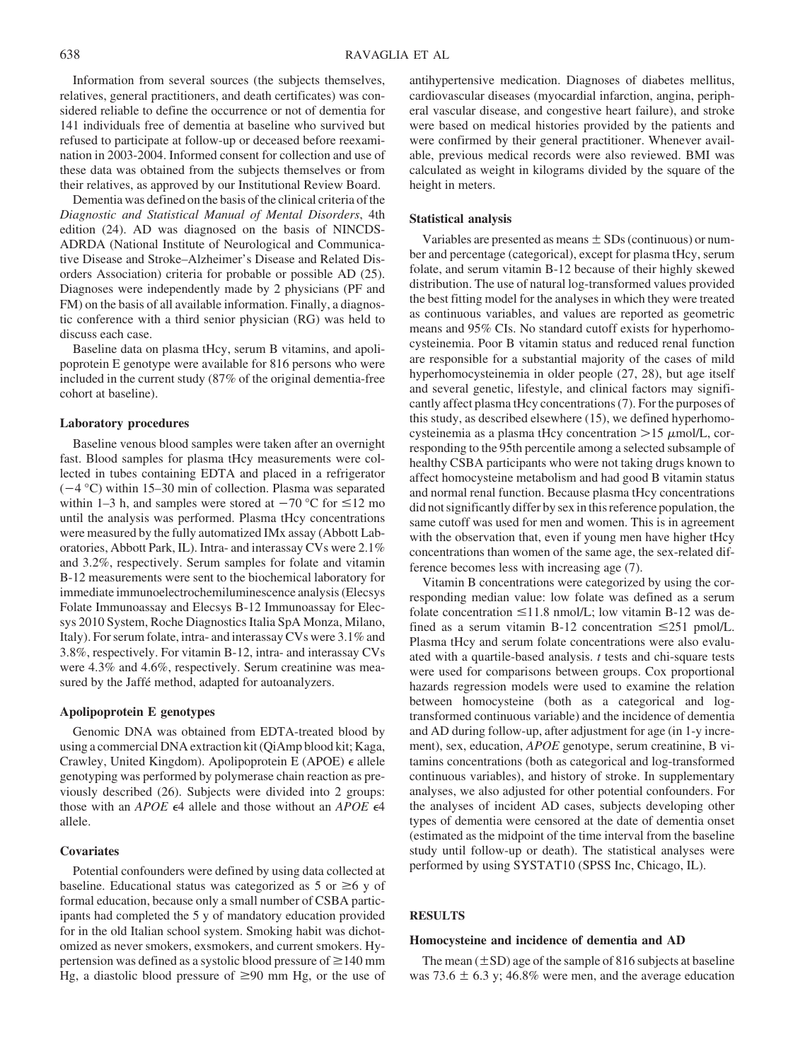Information from several sources (the subjects themselves, relatives, general practitioners, and death certificates) was considered reliable to define the occurrence or not of dementia for 141 individuals free of dementia at baseline who survived but refused to participate at follow-up or deceased before reexamination in 2003-2004. Informed consent for collection and use of these data was obtained from the subjects themselves or from their relatives, as approved by our Institutional Review Board.

Dementia was defined on the basis of the clinical criteria of the *Diagnostic and Statistical Manual of Mental Disorders*, 4th edition (24). AD was diagnosed on the basis of NINCDS-ADRDA (National Institute of Neurological and Communicative Disease and Stroke–Alzheimer's Disease and Related Disorders Association) criteria for probable or possible AD (25). Diagnoses were independently made by 2 physicians (PF and FM) on the basis of all available information. Finally, a diagnostic conference with a third senior physician (RG) was held to discuss each case.

Baseline data on plasma tHcy, serum B vitamins, and apolipoprotein E genotype were available for 816 persons who were included in the current study (87% of the original dementia-free cohort at baseline).

### Laboratory procedures

Baseline venous blood samples were taken after an overnight fast. Blood samples for plasma tHcy measurements were collected in tubes containing EDTA and placed in a refrigerator (−4 °C) within 15–30 min of collection. Plasma was separated within 1–3 h, and samples were stored at −70 °C for ≤12 mo until the analysis was performed. Plasma tHcy concentrations were measured by the fully automatized IMx assay (Abbott Laboratories, Abbott Park, IL). Intra- and interassay CVs were 2.1% and 3.2%, respectively. Serum samples for folate and vitamin B-12 measurements were sent to the biochemical laboratory for immediate immunoelectrochemiluminescence analysis (Elecsys Folate Immunoassay and Elecsys B-12 Immunoassay for Elecsys 2010 System, Roche Diagnostics Italia SpA Monza, Milano, Italy). For serum folate, intra- and interassay CVs were 3.1% and 3.8%, respectively. For vitamin B-12, intra- and interassay CVs were 4.3% and 4.6%, respectively. Serum creatinine was measured by the Jaffé method, adapted for autoanalyzers.

### Apolipoprotein E genotypes

Genomic DNA was obtained from EDTA-treated blood by using a commercial DNA extraction kit (QiAmp blood kit; Kaga, Crawley, United Kingdom). Apolipoprotein E (APOE) $\epsilon$ allele genotyping was performed by polymerase chain reaction as previously described (26). Subjects were divided into 2 groups: those with an *APOE* $\epsilon$4 allele and those without an *APOE* $\epsilon$4 allele.

### Covariates

Potential confounders were defined by using data collected at baseline. Educational status was categorized as 5 or ≥6 y of formal education, because only a small number of CSBA participants had completed the 5 y of mandatory education provided for in the old Italian school system. Smoking habit was dichotomized as never smokers, exsmokers, and current smokers. Hypertension was defined as a systolic blood pressure of ≥140 mm Hg, a diastolic blood pressure of ≥90 mm Hg, or the use of antihypertensive medication. Diagnoses of diabetes mellitus, cardiovascular diseases (myocardial infarction, angina, peripheral vascular disease, and congestive heart failure), and stroke were based on medical histories provided by the patients and were confirmed by their general practitioner. Whenever available, previous medical records were also reviewed. BMI was calculated as weight in kilograms divided by the square of the height in meters.

### Statistical analysis

Variables are presented as means ± SDs (continuous) or number and percentage (categorical), except for plasma tHcy, serum folate, and serum vitamin B-12 because of their highly skewed distribution. The use of natural log-transformed values provided the best fitting model for the analyses in which they were treated as continuous variables, and values are reported as geometric means and 95% CIs. No standard cutoff exists for hyperhomocysteinemia. Poor B vitamin status and reduced renal function are responsible for a substantial majority of the cases of mild hyperhomocysteinemia in older people (27, 28), but age itself and several genetic, lifestyle, and clinical factors may significantly affect plasma tHcy concentrations (7). For the purposes of this study, as described elsewhere (15), we defined hyperhomocysteinemia as a plasma tHcy concentration >15 $\mu$mol/L, corresponding to the 95th percentile among a selected subsample of healthy CSBA participants who were not taking drugs known to affect homocysteine metabolism and had good B vitamin status and normal renal function. Because plasma tHcy concentrations did not significantly differ by sex in this reference population, the same cutoff was used for men and women. This is in agreement with the observation that, even if young men have higher tHcy concentrations than women of the same age, the sex-related difference becomes less with increasing age (7).

Vitamin B concentrations were categorized by using the corresponding median value: low folate was defined as a serum folate concentration ≤11.8 nmol/L; low vitamin B-12 was defined as a serum vitamin B-12 concentration ≤251 pmol/L. Plasma tHcy and serum folate concentrations were also evaluated with a quartile-based analysis. *t* tests and chi-square tests were used for comparisons between groups. Cox proportional hazards regression models were used to examine the relation between homocysteine (both as a categorical and log-transformed continuous variable) and the incidence of dementia and AD during follow-up, after adjustment for age (in 1-y increment), sex, education, *APOE* genotype, serum creatinine, B vitamins concentrations (both as categorical and log-transformed continuous variables), and history of stroke. In supplementary analyses, we also adjusted for other potential confounders. For the analyses of incident AD cases, subjects developing other types of dementia were censored at the date of dementia onset (estimated as the midpoint of the time interval from the baseline study until follow-up or death). The statistical analyses were performed by using SYSTAT10 (SPSS Inc, Chicago, IL).

## RESULTS

### Homocysteine and incidence of dementia and AD

The mean (±SD) age of the sample of 816 subjects at baseline was 73.6 ± 6.3 y; 46.8% were men, and the average education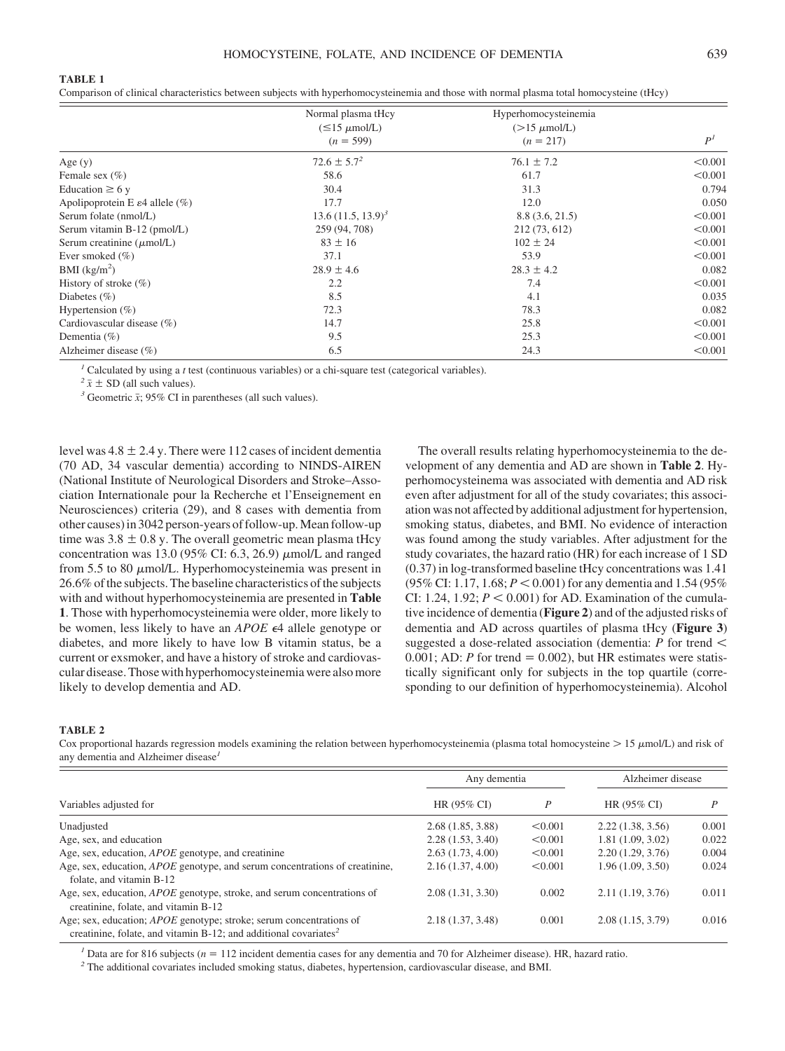**TABLE 1**

Comparison of clinical characteristics between subjects with hyperhomocysteinemia and those with normal plasma total homocysteine (tHcy)

| | Normal plasma tHcy ($\leq$15 $\mu$mol/L) ($n$ = 599) | Hyperhomocysteinemia (>15 $\mu$mol/L) ($n$ = 217) | $P$[1] |
|---|---|---|---|
| Age (y) | 72.6 ± 5.7[2] | 76.1 ± 7.2 | <0.001 |
| Female sex (%) | 58.6 | 61.7 | <0.001 |
| Education ≥ 6 y | 30.4 | 31.3 | 0.794 |
| Apolipoprotein E ε4 allele (%) | 17.7 | 12.0 | 0.050 |
| Serum folate (nmol/L) | 13.6 (11.5, 13.9)[3] | 8.8 (3.6, 21.5) | <0.001 |
| Serum vitamin B-12 (pmol/L) | 259 (94, 708) | 212 (73, 612) | <0.001 |
| Serum creatinine ($\mu$mol/L) | 83 ± 16 | 102 ± 24 | <0.001 |
| Ever smoked (%) | 37.1 | 53.9 | <0.001 |
| BMI (kg/m$^2$) | 28.9 ± 4.6 | 28.3 ± 4.2 | 0.082 |
| History of stroke (%) | 2.2 | 7.4 | <0.001 |
| Diabetes (%) | 8.5 | 4.1 | 0.035 |
| Hypertension (%) | 72.3 | 78.3 | 0.082 |
| Cardiovascular disease (%) | 14.7 | 25.8 | <0.001 |
| Dementia (%) | 9.5 | 25.3 | <0.001 |
| Alzheimer disease (%) | 6.5 | 24.3 | <0.001 |

[1] Calculated by using a $t$ test (continuous variables) or a chi-square test (categorical variables).

[2] $\bar{x}$ ± SD (all such values).

[3] Geometric $\bar{x}$; 95% CI in parentheses (all such values).

level was 4.8 ± 2.4 y. There were 112 cases of incident dementia (70 AD, 34 vascular dementia) according to NINDS-AIREN (National Institute of Neurological Disorders and Stroke–Association Internationale pour la Recherche et l'Enseignement en Neurosciences) criteria (29), and 8 cases with dementia from other causes) in 3042 person-years of follow-up. Mean follow-up time was 3.8 ± 0.8 y. The overall geometric mean plasma tHcy concentration was 13.0 (95% CI: 6.3, 26.9) $\mu$mol/L and ranged from 5.5 to 80 $\mu$mol/L. Hyperhomocysteinemia was present in 26.6% of the subjects. The baseline characteristics of the subjects with and without hyperhomocysteinemia are presented in **Table 1**. Those with hyperhomocysteinemia were older, more likely to be women, less likely to have an *APOE* ϵ4 allele genotype or diabetes, and more likely to have low B vitamin status, be a current or exsmoker, and have a history of stroke and cardiovascular disease. Those with hyperhomocysteinemia were also more likely to develop dementia and AD.

The overall results relating hyperhomocysteinemia to the development of any dementia and AD are shown in **Table 2**. Hyperhomocysteinema was associated with dementia and AD risk even after adjustment for all of the study covariates; this association was not affected by additional adjustment for hypertension, smoking status, diabetes, and BMI. No evidence of interaction was found among the study variables. After adjustment for the study covariates, the hazard ratio (HR) for each increase of 1 SD (0.37) in log-transformed baseline tHcy concentrations was 1.41 (95% CI: 1.17, 1.68; $P$ < 0.001) for any dementia and 1.54 (95% CI: 1.24, 1.92; $P$ < 0.001) for AD. Examination of the cumulative incidence of dementia (**Figure 2**) and of the adjusted risks of dementia and AD across quartiles of plasma tHcy (**Figure 3**) suggested a dose-related association (dementia: $P$ for trend < 0.001; AD: $P$ for trend = 0.002), but HR estimates were statistically significant only for subjects in the top quartile (corresponding to our definition of hyperhomocysteinemia). Alcohol

**TABLE 2**

Cox proportional hazards regression models examining the relation between hyperhomocysteinemia (plasma total homocysteine > 15 $\mu$mol/L) and risk of any dementia and Alzheimer disease[1]

| Variables adjusted for | Any dementia | | Alzheimer disease | |
|---|---|---|---|---|
| | HR (95% CI) | $P$ | HR (95% CI) | $P$ |
| Unadjusted | 2.68 (1.85, 3.88) | <0.001 | 2.22 (1.38, 3.56) | 0.001 |
| Age, sex, and education | 2.28 (1.53, 3.40) | <0.001 | 1.81 (1.09, 3.02) | 0.022 |
| Age, sex, education, *APOE* genotype, and creatinine | 2.63 (1.73, 4.00) | <0.001 | 2.20 (1.29, 3.76) | 0.004 |
| Age, sex, education, *APOE* genotype, and serum concentrations of creatinine, folate, and vitamin B-12 | 2.16 (1.37, 4.00) | <0.001 | 1.96 (1.09, 3.50) | 0.024 |
| Age, sex, education, *APOE* genotype, stroke, and serum concentrations of creatinine, folate, and vitamin B-12 | 2.08 (1.31, 3.30) | 0.002 | 2.11 (1.19, 3.76) | 0.011 |
| Age; sex, education; *APOE* genotype; stroke; serum concentrations of creatinine, folate, and vitamin B-12; and additional covariates[2] | 2.18 (1.37, 3.48) | 0.001 | 2.08 (1.15, 3.79) | 0.016 |

[1] Data are for 816 subjects ($n$ = 112 incident dementia cases for any dementia and 70 for Alzheimer disease). HR, hazard ratio.

[2] The additional covariates included smoking status, diabetes, hypertension, cardiovascular disease, and BMI.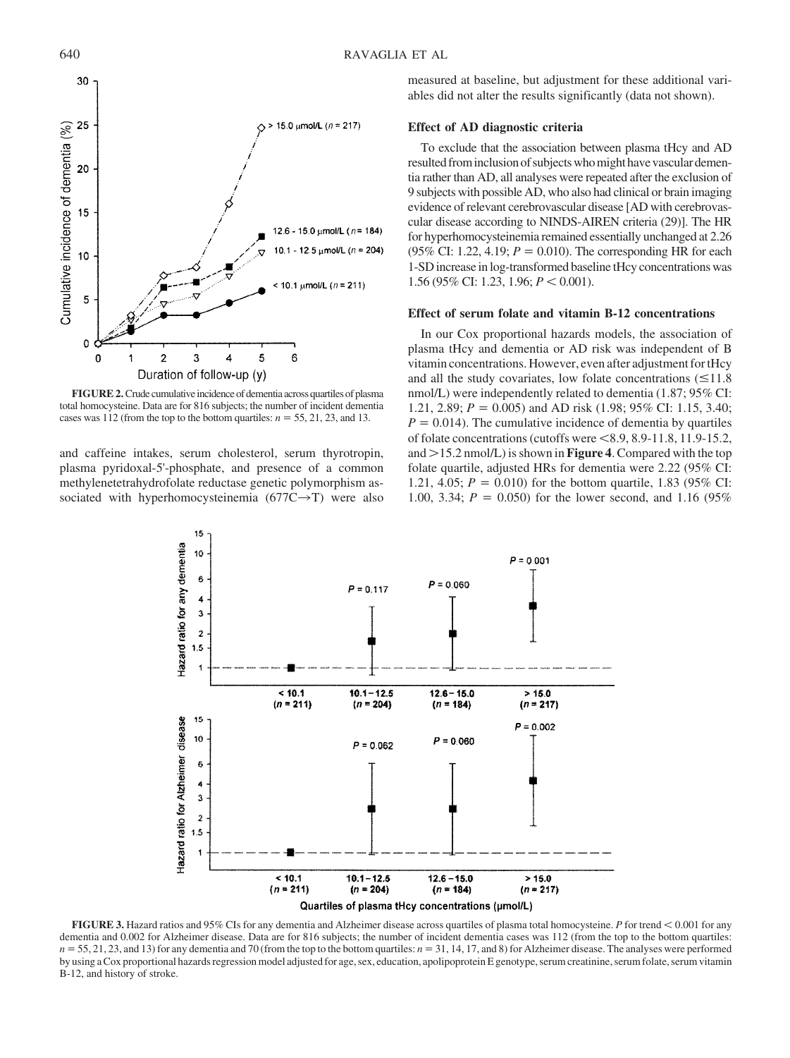**FIGURE 2.** Crude cumulative incidence of dementia across quartiles of plasma total homocysteine. Data are for 816 subjects; the number of incident dementia cases was 112 (from the top to the bottom quartiles: $n = 55, 21, 23$, and 13).

and caffeine intakes, serum cholesterol, serum thyrotropin, plasma pyridoxal-5'-phosphate, and presence of a common methylenetetrahydrofolate reductase genetic polymorphism associated with hyperhomocysteinemia (677C→T) were also measured at baseline, but adjustment for these additional variables did not alter the results significantly (data not shown).

### Effect of AD diagnostic criteria

To exclude that the association between plasma tHcy and AD resulted from inclusion of subjects who might have vascular dementia rather than AD, all analyses were repeated after the exclusion of 9 subjects with possible AD, who also had clinical or brain imaging evidence of relevant cerebrovascular disease [AD with cerebrovascular disease according to NINDS-AIREN criteria (29)]. The HR for hyperhomocysteinemia remained essentially unchanged at 2.26 (95% CI: 1.22, 4.19; $P = 0.010$). The corresponding HR for each 1-SD increase in log-transformed baseline tHcy concentrations was 1.56 (95% CI: 1.23, 1.96; $P < 0.001$).

### Effect of serum folate and vitamin B-12 concentrations

In our Cox proportional hazards models, the association of plasma tHcy and dementia or AD risk was independent of B vitamin concentrations. However, even after adjustment for tHcy and all the study covariates, low folate concentrations (≤11.8 nmol/L) were independently related to dementia (1.87; 95% CI: 1.21, 2.89; $P = 0.005$) and AD risk (1.98; 95% CI: 1.15, 3.40; $P = 0.014$). The cumulative incidence of dementia by quartiles of folate concentrations (cutoffs were <8.9, 8.9-11.8, 11.9-15.2, and >15.2 nmol/L) is shown in **Figure 4**. Compared with the top folate quartile, adjusted HRs for dementia were 2.22 (95% CI: 1.21, 4.05; $P = 0.010$) for the bottom quartile, 1.83 (95% CI: 1.00, 3.34; $P = 0.050$) for the lower second, and 1.16 (95%

**FIGURE 3.** Hazard ratios and 95% CIs for any dementia and Alzheimer disease across quartiles of plasma total homocysteine. $P$ for trend < 0.001 for any dementia and 0.002 for Alzheimer disease. Data are for 816 subjects; the number of incident dementia cases was 112 (from the top to the bottom quartiles: $n = 55, 21, 23$, and 13) for any dementia and 70 (from the top to the bottom quartiles: $n = 31, 14, 17$, and 8) for Alzheimer disease. The analyses were performed by using a Cox proportional hazards regression model adjusted for age, sex, education, apolipoprotein E genotype, serum creatinine, serum folate, serum vitamin B-12, and history of stroke.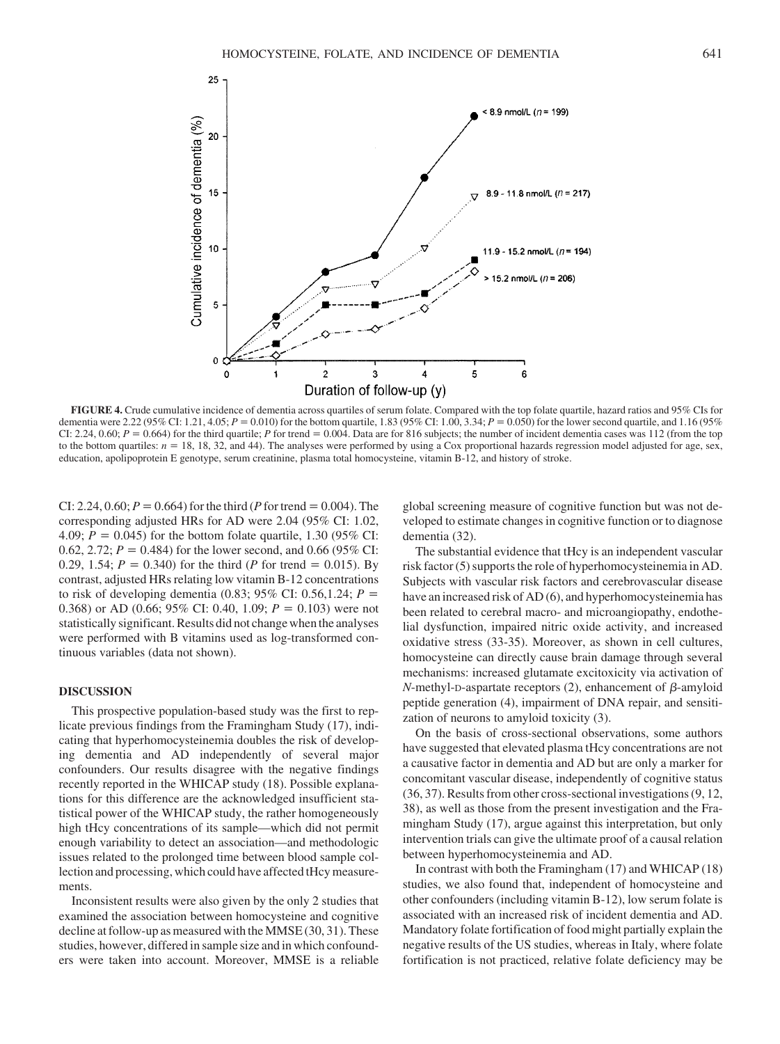**FIGURE 4.** Crude cumulative incidence of dementia across quartiles of serum folate. Compared with the top folate quartile, hazard ratios and 95% CIs for dementia were 2.22 (95% CI: 1.21, 4.05; $P = 0.010$) for the bottom quartile, 1.83 (95% CI: 1.00, 3.34; $P = 0.050$) for the lower second quartile, and 1.16 (95% CI: 2.24, 0.60; $P = 0.664$) for the third quartile; $P$ for trend = 0.004. Data are for 816 subjects; the number of incident dementia cases was 112 (from the top to the bottom quartiles: $n$ = 18, 18, 32, and 44). The analyses were performed by using a Cox proportional hazards regression model adjusted for age, sex, education, apolipoprotein E genotype, serum creatinine, plasma total homocysteine, vitamin B-12, and history of stroke.

CI: 2.24, 0.60; $P = 0.664$) for the third ($P$ for trend = 0.004). The corresponding adjusted HRs for AD were 2.04 (95% CI: 1.02, 4.09; $P = 0.045$) for the bottom folate quartile, 1.30 (95% CI: 0.62, 2.72; $P = 0.484$) for the lower second, and 0.66 (95% CI: 0.29, 1.54; $P = 0.340$) for the third ($P$ for trend = 0.015). By contrast, adjusted HRs relating low vitamin B-12 concentrations to risk of developing dementia (0.83; 95% CI: 0.56,1.24; $P = 0.368$) or AD (0.66; 95% CI: 0.40, 1.09; $P = 0.103$) were not statistically significant. Results did not change when the analyses were performed with B vitamins used as log-transformed continuous variables (data not shown).

## DISCUSSION

This prospective population-based study was the first to replicate previous findings from the Framingham Study (17), indicating that hyperhomocysteinemia doubles the risk of developing dementia and AD independently of several major confounders. Our results disagree with the negative findings recently reported in the WHICAP study (18). Possible explanations for this difference are the acknowledged insufficient statistical power of the WHICAP study, the rather homogeneously high tHcy concentrations of its sample—which did not permit enough variability to detect an association—and methodologic issues related to the prolonged time between blood sample collection and processing, which could have affected tHcy measurements.

Inconsistent results were also given by the only 2 studies that examined the association between homocysteine and cognitive decline at follow-up as measured with the MMSE (30, 31). These studies, however, differed in sample size and in which confounders were taken into account. Moreover, MMSE is a reliable global screening measure of cognitive function but was not developed to estimate changes in cognitive function or to diagnose dementia (32).

The substantial evidence that tHcy is an independent vascular risk factor (5) supports the role of hyperhomocysteinemia in AD. Subjects with vascular risk factors and cerebrovascular disease have an increased risk of AD (6), and hyperhomocysteinemia has been related to cerebral macro- and microangiopathy, endothelial dysfunction, impaired nitric oxide activity, and increased oxidative stress (33-35). Moreover, as shown in cell cultures, homocysteine can directly cause brain damage through several mechanisms: increased glutamate excitoxicity via activation of *N*-methyl-D-aspartate receptors (2), enhancement of $\beta$-amyloid peptide generation (4), impairment of DNA repair, and sensitization of neurons to amyloid toxicity (3).

On the basis of cross-sectional observations, some authors have suggested that elevated plasma tHcy concentrations are not a causative factor in dementia and AD but are only a marker for concomitant vascular disease, independently of cognitive status (36, 37). Results from other cross-sectional investigations (9, 12, 38), as well as those from the present investigation and the Framingham Study (17), argue against this interpretation, but only intervention trials can give the ultimate proof of a causal relation between hyperhomocysteinemia and AD.

In contrast with both the Framingham (17) and WHICAP (18) studies, we also found that, independent of homocysteine and other confounders (including vitamin B-12), low serum folate is associated with an increased risk of incident dementia and AD. Mandatory folate fortification of food might partially explain the negative results of the US studies, whereas in Italy, where folate fortification is not practiced, relative folate deficiency may be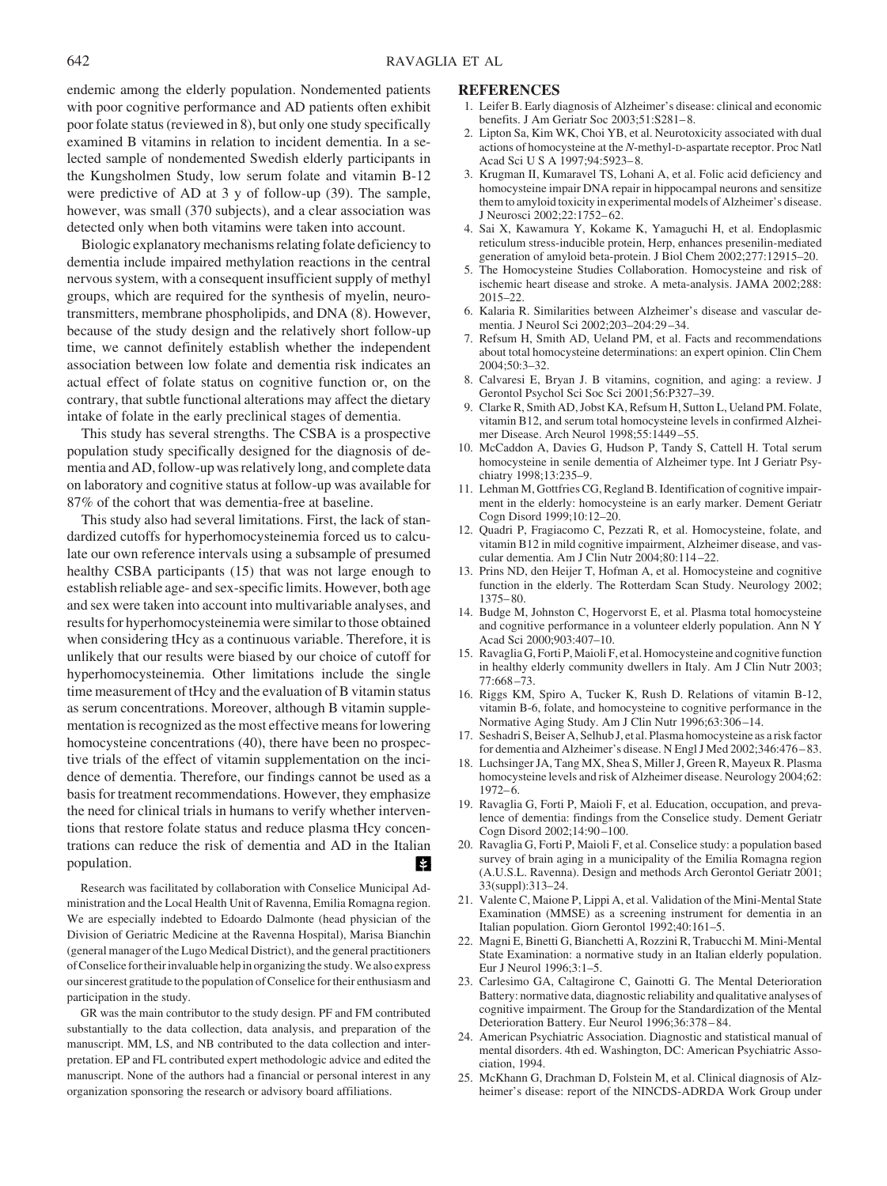endemic among the elderly population. Nondemented patients with poor cognitive performance and AD patients often exhibit poor folate status (reviewed in 8), but only one study specifically examined B vitamins in relation to incident dementia. In a selected sample of nondemented Swedish elderly participants in the Kungsholmen Study, low serum folate and vitamin B-12 were predictive of AD at 3 y of follow-up (39). The sample, however, was small (370 subjects), and a clear association was detected only when both vitamins were taken into account.

Biologic explanatory mechanisms relating folate deficiency to dementia include impaired methylation reactions in the central nervous system, with a consequent insufficient supply of methyl groups, which are required for the synthesis of myelin, neurotransmitters, membrane phospholipids, and DNA (8). However, because of the study design and the relatively short follow-up time, we cannot definitely establish whether the independent association between low folate and dementia risk indicates an actual effect of folate status on cognitive function or, on the contrary, that subtle functional alterations may affect the dietary intake of folate in the early preclinical stages of dementia.

This study has several strengths. The CSBA is a prospective population study specifically designed for the diagnosis of dementia and AD, follow-up was relatively long, and complete data on laboratory and cognitive status at follow-up was available for 87% of the cohort that was dementia-free at baseline.

This study also had several limitations. First, the lack of standardized cutoffs for hyperhomocysteinemia forced us to calculate our own reference intervals using a subsample of presumed healthy CSBA participants (15) that was not large enough to establish reliable age- and sex-specific limits. However, both age and sex were taken into account into multivariable analyses, and results for hyperhomocysteinemia were similar to those obtained when considering tHcy as a continuous variable. Therefore, it is unlikely that our results were biased by our choice of cutoff for hyperhomocysteinemia. Other limitations include the single time measurement of tHcy and the evaluation of B vitamin status as serum concentrations. Moreover, although B vitamin supplementation is recognized as the most effective means for lowering homocysteine concentrations (40), there have been no prospective trials of the effect of vitamin supplementation on the incidence of dementia. Therefore, our findings cannot be used as a basis for treatment recommendations. However, they emphasize the need for clinical trials in humans to verify whether interventions that restore folate status and reduce plasma tHcy concentrations can reduce the risk of dementia and AD in the Italian population.

Research was facilitated by collaboration with Conselice Municipal Administration and the Local Health Unit of Ravenna, Emilia Romagna region. We are especially indebted to Edoardo Dalmonte (head physician of the Division of Geriatric Medicine at the Ravenna Hospital), Marisa Bianchin (general manager of the Lugo Medical District), and the general practitioners of Conselice for their invaluable help in organizing the study. We also express our sincerest gratitude to the population of Conselice for their enthusiasm and participation in the study.

GR was the main contributor to the study design. PF and FM contributed substantially to the data collection, data analysis, and preparation of the manuscript. MM, LS, and NB contributed to the data collection and interpretation. EP and FL contributed expert methodologic advice and edited the manuscript. None of the authors had a financial or personal interest in any organization sponsoring the research or advisory board affiliations.

## REFERENCES

1. Leifer B. Early diagnosis of Alzheimer's disease: clinical and economic benefits. J Am Geriatr Soc 2003;51:S281–8.
2. Lipton Sa, Kim WK, Choi YB, et al. Neurotoxicity associated with dual actions of homocysteine at the *N*-methyl-D-aspartate receptor. Proc Natl Acad Sci U S A 1997;94:5923–8.
3. Krugman II, Kumaravel TS, Lohani A, et al. Folic acid deficiency and homocysteine impair DNA repair in hippocampal neurons and sensitize them to amyloid toxicity in experimental models of Alzheimer's disease. J Neurosci 2002;22:1752–62.
4. Sai X, Kawamura Y, Kokame K, Yamaguchi H, et al. Endoplasmic reticulum stress-inducible protein, Herp, enhances presenilin-mediated generation of amyloid beta-protein. J Biol Chem 2002;277:12915–20.
5. The Homocysteine Studies Collaboration. Homocysteine and risk of ischemic heart disease and stroke. A meta-analysis. JAMA 2002;288: 2015–22.
6. Kalaria R. Similarities between Alzheimer's disease and vascular dementia. J Neurol Sci 2002;203–204:29–34.
7. Refsum H, Smith AD, Ueland PM, et al. Facts and recommendations about total homocysteine determinations: an expert opinion. Clin Chem 2004;50:3–32.
8. Calvaresi E, Bryan J. B vitamins, cognition, and aging: a review. J Gerontol Psychol Sci Soc Sci 2001;56:P327–39.
9. Clarke R, Smith AD, Jobst KA, Refsum H, Sutton L, Ueland PM. Folate, vitamin B12, and serum total homocysteine levels in confirmed Alzheimer Disease. Arch Neurol 1998;55:1449–55.
10. McCaddon A, Davies G, Hudson P, Tandy S, Cattell H. Total serum homocysteine in senile dementia of Alzheimer type. Int J Geriatr Psychiatry 1998;13:235–9.
11. Lehman M, Gottfries CG, Regland B. Identification of cognitive impairment in the elderly: homocysteine is an early marker. Dement Geriatr Cogn Disord 1999;10:12–20.
12. Quadri P, Fragiacomo C, Pezzati R, et al. Homocysteine, folate, and vitamin B12 in mild cognitive impairment, Alzheimer disease, and vascular dementia. Am J Clin Nutr 2004;80:114–22.
13. Prins ND, den Heijer T, Hofman A, et al. Homocysteine and cognitive function in the elderly. The Rotterdam Scan Study. Neurology 2002; 1375–80.
14. Budge M, Johnston C, Hogervorst E, et al. Plasma total homocysteine and cognitive performance in a volunteer elderly population. Ann N Y Acad Sci 2000;903:407–10.
15. Ravaglia G, Forti P, Maioli F, et al. Homocysteine and cognitive function in healthy elderly community dwellers in Italy. Am J Clin Nutr 2003; 77:668–73.
16. Riggs KM, Spiro A, Tucker K, Rush D. Relations of vitamin B-12, vitamin B-6, folate, and homocysteine to cognitive performance in the Normative Aging Study. Am J Clin Nutr 1996;63:306–14.
17. Seshadri S, Beiser A, Selhub J, et al. Plasma homocysteine as a risk factor for dementia and Alzheimer's disease. N Engl J Med 2002;346:476–83.
18. Luchsinger JA, Tang MX, Shea S, Miller J, Green R, Mayeux R. Plasma homocysteine levels and risk of Alzheimer disease. Neurology 2004;62: 1972–6.
19. Ravaglia G, Forti P, Maioli F, et al. Education, occupation, and prevalence of dementia: findings from the Conselice study. Dement Geriatr Cogn Disord 2002;14:90–100.
20. Ravaglia G, Forti P, Maioli F, et al. Conselice study: a population based survey of brain aging in a municipality of the Emilia Romagna region (A.U.S.L. Ravenna). Design and methods Arch Gerontol Geriatr 2001; 33(suppl):313–24.
21. Valente C, Maione P, Lippi A, et al. Validation of the Mini-Mental State Examination (MMSE) as a screening instrument for dementia in an Italian population. Giorn Gerontol 1992;40:161–5.
22. Magni E, Binetti G, Bianchetti A, Rozzini R, Trabucchi M. Mini-Mental State Examination: a normative study in an Italian elderly population. Eur J Neurol 1996;3:1–5.
23. Carlesimo GA, Caltagirone C, Gainotti G. The Mental Deterioration Battery: normative data, diagnostic reliability and qualitative analyses of cognitive impairment. The Group for the Standardization of the Mental Deterioration Battery. Eur Neurol 1996;36:378–84.
24. American Psychiatric Association. Diagnostic and statistical manual of mental disorders. 4th ed. Washington, DC: American Psychiatric Association, 1994.
25. McKhann G, Drachman D, Folstein M, et al. Clinical diagnosis of Alzheimer's disease: report of the NINCDS-ADRDA Work Group under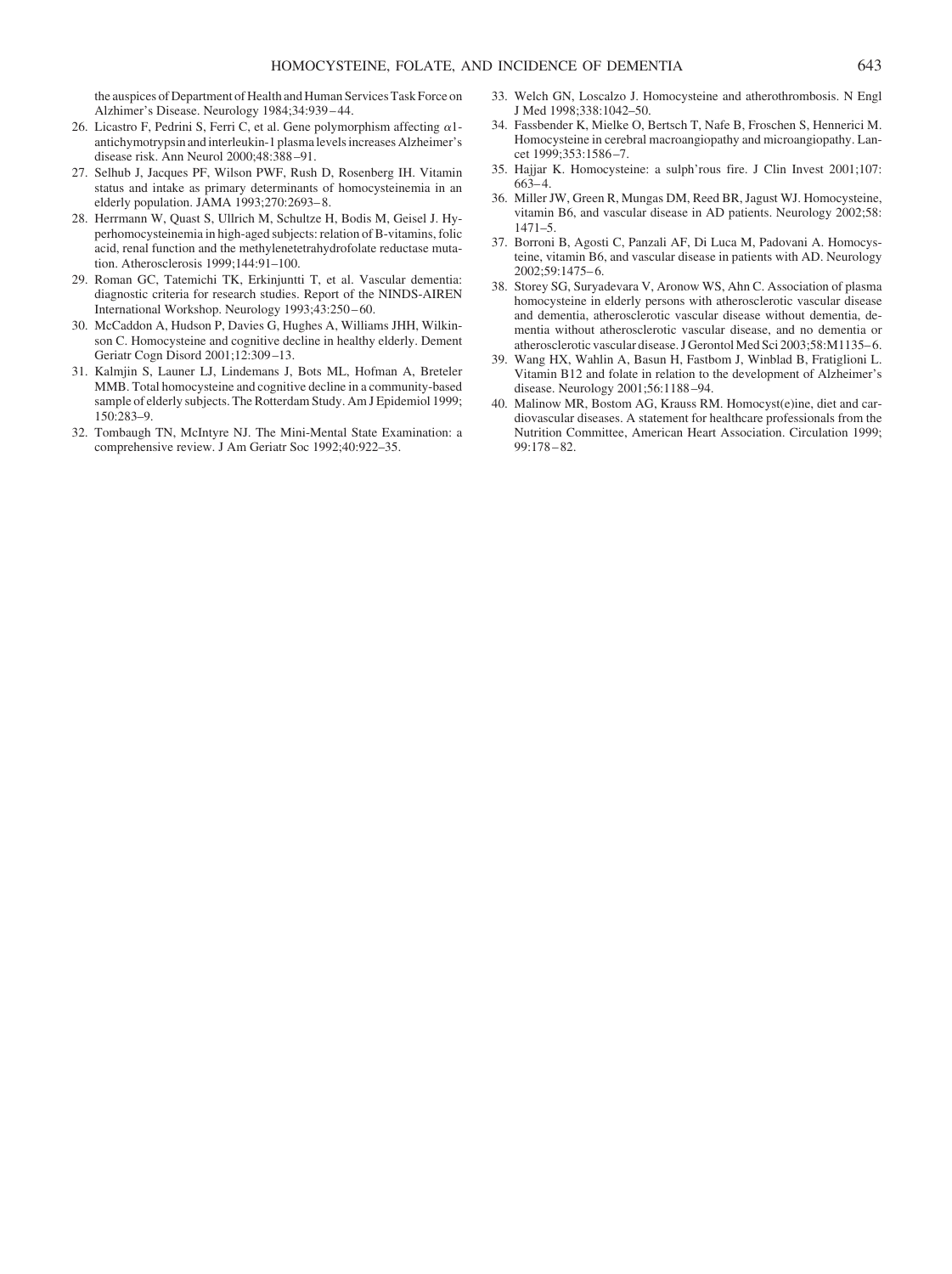the auspices of Department of Health and Human Services Task Force on Alzhimer's Disease. Neurology 1984;34:939–44.

26. Licastro F, Pedrini S, Ferri C, et al. Gene polymorphism affecting $\alpha$1-antichymotrypsin and interleukin-1 plasma levels increases Alzheimer's disease risk. Ann Neurol 2000;48:388–91.
27. Selhub J, Jacques PF, Wilson PWF, Rush D, Rosenberg IH. Vitamin status and intake as primary determinants of homocysteinemia in an elderly population. JAMA 1993;270:2693–8.
28. Herrmann W, Quast S, Ullrich M, Schultze H, Bodis M, Geisel J. Hyperhomocysteinemia in high-aged subjects: relation of B-vitamins, folic acid, renal function and the methylenetetrahydrofolate reductase mutation. Atherosclerosis 1999;144:91–100.
29. Roman GC, Tatemichi TK, Erkinjuntti T, et al. Vascular dementia: diagnostic criteria for research studies. Report of the NINDS-AIREN International Workshop. Neurology 1993;43:250–60.
30. McCaddon A, Hudson P, Davies G, Hughes A, Williams JHH, Wilkinson C. Homocysteine and cognitive decline in healthy elderly. Dement Geriatr Cogn Disord 2001;12:309–13.
31. Kalmjin S, Launer LJ, Lindemans J, Bots ML, Hofman A, Breteler MMB. Total homocysteine and cognitive decline in a community-based sample of elderly subjects. The Rotterdam Study. Am J Epidemiol 1999;150:283–9.
32. Tombaugh TN, McIntyre NJ. The Mini-Mental State Examination: a comprehensive review. J Am Geriatr Soc 1992;40:922–35.
33. Welch GN, Loscalzo J. Homocysteine and atherothrombosis. N Engl J Med 1998;338:1042–50.
34. Fassbender K, Mielke O, Bertsch T, Nafe B, Froschen S, Hennerici M. Homocysteine in cerebral macroangiopathy and microangiopathy. Lancet 1999;353:1586–7.
35. Hajjar K. Homocysteine: a sulph'rous fire. J Clin Invest 2001;107:663–4.
36. Miller JW, Green R, Mungas DM, Reed BR, Jagust WJ. Homocysteine, vitamin B6, and vascular disease in AD patients. Neurology 2002;58:1471–5.
37. Borroni B, Agosti C, Panzali AF, Di Luca M, Padovani A. Homocysteine, vitamin B6, and vascular disease in patients with AD. Neurology 2002;59:1475–6.
38. Storey SG, Suryadevara V, Aronow WS, Ahn C. Association of plasma homocysteine in elderly persons with atherosclerotic vascular disease and dementia, atherosclerotic vascular disease without dementia, dementia without atherosclerotic vascular disease, and no dementia or atherosclerotic vascular disease. J Gerontol Med Sci 2003;58:M1135–6.
39. Wang HX, Wahlin A, Basun H, Fastbom J, Winblad B, Fratiglioni L. Vitamin B12 and folate in relation to the development of Alzheimer's disease. Neurology 2001;56:1188–94.
40. Malinow MR, Bostom AG, Krauss RM. Homocyst(e)ine, diet and cardiovascular diseases. A statement for healthcare professionals from the Nutrition Committee, American Heart Association. Circulation 1999;99:178–82.